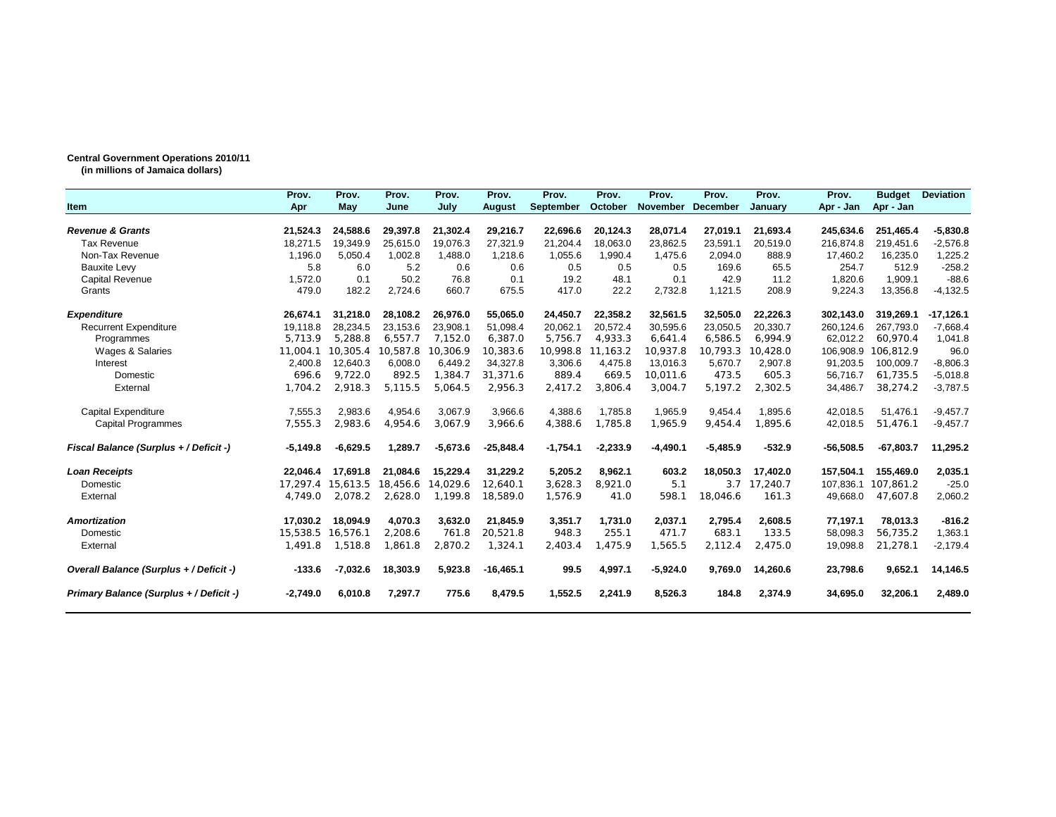**Central Government Operations 2010/11**
**(in millions of Jamaica dollars)**

| Item | Prov. Apr | Prov. May | Prov. June | Prov. July | Prov. August | Prov. September | Prov. October | Prov. November | Prov. December | Prov. January | Prov. Apr - Jan | Budget Apr - Jan | Deviation |
|---|---|---|---|---|---|---|---|---|---|---|---|---|---|
| ***Revenue & Grants*** | **21,524.3** | **24,588.6** | **29,397.8** | **21,302.4** | **29,216.7** | **22,696.6** | **20,124.3** | **28,071.4** | **27,019.1** | **21,693.4** | **245,634.6** | **251,465.4** | **-5,830.8** |
| Tax Revenue | 18,271.5 | 19,349.9 | 25,615.0 | 19,076.3 | 27,321.9 | 21,204.4 | 18,063.0 | 23,862.5 | 23,591.1 | 20,519.0 | 216,874.8 | 219,451.6 | -2,576.8 |
| Non-Tax Revenue | 1,196.0 | 5,050.4 | 1,002.8 | 1,488.0 | 1,218.6 | 1,055.6 | 1,990.4 | 1,475.6 | 2,094.0 | 888.9 | 17,460.2 | 16,235.0 | 1,225.2 |
| Bauxite Levy | 5.8 | 6.0 | 5.2 | 0.6 | 0.6 | 0.5 | 0.5 | 0.5 | 169.6 | 65.5 | 254.7 | 512.9 | -258.2 |
| Capital Revenue | 1,572.0 | 0.1 | 50.2 | 76.8 | 0.1 | 19.2 | 48.1 | 0.1 | 42.9 | 11.2 | 1,820.6 | 1,909.1 | -88.6 |
| Grants | 479.0 | 182.2 | 2,724.6 | 660.7 | 675.5 | 417.0 | 22.2 | 2,732.8 | 1,121.5 | 208.9 | 9,224.3 | 13,356.8 | -4,132.5 |
| ***Expenditure*** | **26,674.1** | **31,218.0** | **28,108.2** | **26,976.0** | **55,065.0** | **24,450.7** | **22,358.2** | **32,561.5** | **32,505.0** | **22,226.3** | **302,143.0** | **319,269.1** | **-17,126.1** |
| Recurrent Expenditure | 19,118.8 | 28,234.5 | 23,153.6 | 23,908.1 | 51,098.4 | 20,062.1 | 20,572.4 | 30,595.6 | 23,050.5 | 20,330.7 | 260,124.6 | 267,793.0 | -7,668.4 |
| Programmes | 5,713.9 | 5,288.8 | 6,557.7 | 7,152.0 | 6,387.0 | 5,756.7 | 4,933.3 | 6,641.4 | 6,586.5 | 6,994.9 | 62,012.2 | 60,970.4 | 1,041.8 |
| Wages & Salaries | 11,004.1 | 10,305.4 | 10,587.8 | 10,306.9 | 10,383.6 | 10,998.8 | 11,163.2 | 10,937.8 | 10,793.3 | 10,428.0 | 106,908.9 | 106,812.9 | 96.0 |
| Interest | 2,400.8 | 12,640.3 | 6,008.0 | 6,449.2 | 34,327.8 | 3,306.6 | 4,475.8 | 13,016.3 | 5,670.7 | 2,907.8 | 91,203.5 | 100,009.7 | -8,806.3 |
| Domestic | 696.6 | 9,722.0 | 892.5 | 1,384.7 | 31,371.6 | 889.4 | 669.5 | 10,011.6 | 473.5 | 605.3 | 56,716.7 | 61,735.5 | -5,018.8 |
| External | 1,704.2 | 2,918.3 | 5,115.5 | 5,064.5 | 2,956.3 | 2,417.2 | 3,806.4 | 3,004.7 | 5,197.2 | 2,302.5 | 34,486.7 | 38,274.2 | -3,787.5 |
| Capital Expenditure | 7,555.3 | 2,983.6 | 4,954.6 | 3,067.9 | 3,966.6 | 4,388.6 | 1,785.8 | 1,965.9 | 9,454.4 | 1,895.6 | 42,018.5 | 51,476.1 | -9,457.7 |
| Capital Programmes | 7,555.3 | 2,983.6 | 4,954.6 | 3,067.9 | 3,966.6 | 4,388.6 | 1,785.8 | 1,965.9 | 9,454.4 | 1,895.6 | 42,018.5 | 51,476.1 | -9,457.7 |
| ***Fiscal Balance (Surplus + / Deficit -)*** | **-5,149.8** | **-6,629.5** | **1,289.7** | **-5,673.6** | **-25,848.4** | **-1,754.1** | **-2,233.9** | **-4,490.1** | **-5,485.9** | **-532.9** | **-56,508.5** | **-67,803.7** | **11,295.2** |
| ***Loan Receipts*** | **22,046.4** | **17,691.8** | **21,084.6** | **15,229.4** | **31,229.2** | **5,205.2** | **8,962.1** | **603.2** | **18,050.3** | **17,402.0** | **157,504.1** | **155,469.0** | **2,035.1** |
| Domestic | 17,297.4 | 15,613.5 | 18,456.6 | 14,029.6 | 12,640.1 | 3,628.3 | 8,921.0 | 5.1 | 3.7 | 17,240.7 | 107,836.1 | 107,861.2 | -25.0 |
| External | 4,749.0 | 2,078.2 | 2,628.0 | 1,199.8 | 18,589.0 | 1,576.9 | 41.0 | 598.1 | 18,046.6 | 161.3 | 49,668.0 | 47,607.8 | 2,060.2 |
| ***Amortization*** | **17,030.2** | **18,094.9** | **4,070.3** | **3,632.0** | **21,845.9** | **3,351.7** | **1,731.0** | **2,037.1** | **2,795.4** | **2,608.5** | **77,197.1** | **78,013.3** | **-816.2** |
| Domestic | 15,538.5 | 16,576.1 | 2,208.6 | 761.8 | 20,521.8 | 948.3 | 255.1 | 471.7 | 683.1 | 133.5 | 58,098.3 | 56,735.2 | 1,363.1 |
| External | 1,491.8 | 1,518.8 | 1,861.8 | 2,870.2 | 1,324.1 | 2,403.4 | 1,475.9 | 1,565.5 | 2,112.4 | 2,475.0 | 19,098.8 | 21,278.1 | -2,179.4 |
| ***Overall Balance (Surplus + / Deficit -)*** | **-133.6** | **-7,032.6** | **18,303.9** | **5,923.8** | **-16,465.1** | **99.5** | **4,997.1** | **-5,924.0** | **9,769.0** | **14,260.6** | **23,798.6** | **9,652.1** | **14,146.5** |
| ***Primary Balance (Surplus + / Deficit -)*** | **-2,749.0** | **6,010.8** | **7,297.7** | **775.6** | **8,479.5** | **1,552.5** | **2,241.9** | **8,526.3** | **184.8** | **2,374.9** | **34,695.0** | **32,206.1** | **2,489.0** |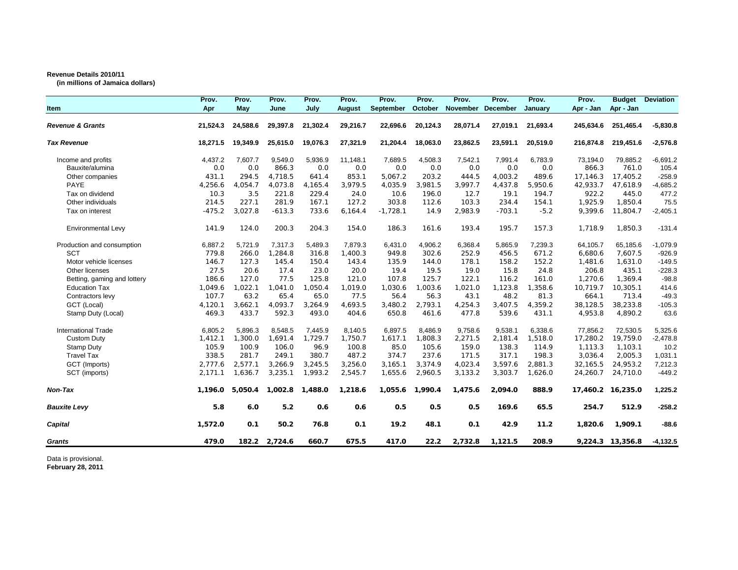**Revenue Details 2010/11**
**(in millions of Jamaica dollars)**

| Item | Prov. Apr | Prov. May | Prov. June | Prov. July | Prov. August | Prov. September | Prov. October | Prov. November | Prov. December | Prov. January | Prov. Apr - Jan | Budget Apr - Jan | Deviation |
|---|---|---|---|---|---|---|---|---|---|---|---|---|---|
| ***Revenue & Grants*** | **21,524.3** | **24,588.6** | **29,397.8** | **21,302.4** | **29,216.7** | **22,696.6** | **20,124.3** | **28,071.4** | **27,019.1** | **21,693.4** | **245,634.6** | **251,465.4** | **-5,830.8** |
| ***Tax Revenue*** | **18,271.5** | **19,349.9** | **25,615.0** | **19,076.3** | **27,321.9** | **21,204.4** | **18,063.0** | **23,862.5** | **23,591.1** | **20,519.0** | **216,874.8** | **219,451.6** | **-2,576.8** |
| Income and profits | 4,437.2 | 7,607.7 | 9,549.0 | 5,936.9 | 11,148.1 | 7,689.5 | 4,508.3 | 7,542.1 | 7,991.4 | 6,783.9 | 73,194.0 | 79,885.2 | -6,691.2 |
| Bauxite/alumina | 0.0 | 0.0 | 866.3 | 0.0 | 0.0 | 0.0 | 0.0 | 0.0 | 0.0 | 0.0 | 866.3 | 761.0 | 105.4 |
| Other companies | 431.1 | 294.5 | 4,718.5 | 641.4 | 853.1 | 5,067.2 | 203.2 | 444.5 | 4,003.2 | 489.6 | 17,146.3 | 17,405.2 | -258.9 |
| PAYE | 4,256.6 | 4,054.7 | 4,073.8 | 4,165.4 | 3,979.5 | 4,035.9 | 3,981.5 | 3,997.7 | 4,437.8 | 5,950.6 | 42,933.7 | 47,618.9 | -4,685.2 |
| Tax on dividend | 10.3 | 3.5 | 221.8 | 229.4 | 24.0 | 10.6 | 196.0 | 12.7 | 19.1 | 194.7 | 922.2 | 445.0 | 477.2 |
| Other individuals | 214.5 | 227.1 | 281.9 | 167.1 | 127.2 | 303.8 | 112.6 | 103.3 | 234.4 | 154.1 | 1,925.9 | 1,850.4 | 75.5 |
| Tax on interest | -475.2 | 3,027.8 | -613.3 | 733.6 | 6,164.4 | -1,728.1 | 14.9 | 2,983.9 | -703.1 | -5.2 | 9,399.6 | 11,804.7 | -2,405.1 |
| Environmental Levy | 141.9 | 124.0 | 200.3 | 204.3 | 154.0 | 186.3 | 161.6 | 193.4 | 195.7 | 157.3 | 1,718.9 | 1,850.3 | -131.4 |
| Production and consumption | 6,887.2 | 5,721.9 | 7,317.3 | 5,489.3 | 7,879.3 | 6,431.0 | 4,906.2 | 6,368.4 | 5,865.9 | 7,239.3 | 64,105.7 | 65,185.6 | -1,079.9 |
| SCT | 779.8 | 266.0 | 1,284.8 | 316.8 | 1,400.3 | 949.8 | 302.6 | 252.9 | 456.5 | 671.2 | 6,680.6 | 7,607.5 | -926.9 |
| Motor vehicle licenses | 146.7 | 127.3 | 145.4 | 150.4 | 143.4 | 135.9 | 144.0 | 178.1 | 158.2 | 152.2 | 1,481.6 | 1,631.0 | -149.5 |
| Other licenses | 27.5 | 20.6 | 17.4 | 23.0 | 20.0 | 19.4 | 19.5 | 19.0 | 15.8 | 24.8 | 206.8 | 435.1 | -228.3 |
| Betting, gaming and lottery | 186.6 | 127.0 | 77.5 | 125.8 | 121.0 | 107.8 | 125.7 | 122.1 | 116.2 | 161.0 | 1,270.6 | 1,369.4 | -98.8 |
| Education Tax | 1,049.6 | 1,022.1 | 1,041.0 | 1,050.4 | 1,019.0 | 1,030.6 | 1,003.6 | 1,021.0 | 1,123.8 | 1,358.6 | 10,719.7 | 10,305.1 | 414.6 |
| Contractors levy | 107.7 | 63.2 | 65.4 | 65.0 | 77.5 | 56.4 | 56.3 | 43.1 | 48.2 | 81.3 | 664.1 | 713.4 | -49.3 |
| GCT (Local) | 4,120.1 | 3,662.1 | 4,093.7 | 3,264.9 | 4,693.5 | 3,480.2 | 2,793.1 | 4,254.3 | 3,407.5 | 4,359.2 | 38,128.5 | 38,233.8 | -105.3 |
| Stamp Duty (Local) | 469.3 | 433.7 | 592.3 | 493.0 | 404.6 | 650.8 | 461.6 | 477.8 | 539.6 | 431.1 | 4,953.8 | 4,890.2 | 63.6 |
| International Trade | 6,805.2 | 5,896.3 | 8,548.5 | 7,445.9 | 8,140.5 | 6,897.5 | 8,486.9 | 9,758.6 | 9,538.1 | 6,338.6 | 77,856.2 | 72,530.5 | 5,325.6 |
| Custom Duty | 1,412.1 | 1,300.0 | 1,691.4 | 1,729.7 | 1,750.7 | 1,617.1 | 1,808.3 | 2,271.5 | 2,181.4 | 1,518.0 | 17,280.2 | 19,759.0 | -2,478.8 |
| Stamp Duty | 105.9 | 100.9 | 106.0 | 96.9 | 100.8 | 85.0 | 105.6 | 159.0 | 138.3 | 114.9 | 1,113.3 | 1,103.1 | 10.2 |
| Travel Tax | 338.5 | 281.7 | 249.1 | 380.7 | 487.2 | 374.7 | 237.6 | 171.5 | 317.1 | 198.3 | 3,036.4 | 2,005.3 | 1,031.1 |
| GCT (Imports) | 2,777.6 | 2,577.1 | 3,266.9 | 3,245.5 | 3,256.0 | 3,165.1 | 3,374.9 | 4,023.4 | 3,597.6 | 2,881.3 | 32,165.5 | 24,953.2 | 7,212.3 |
| SCT (imports) | 2,171.1 | 1,636.7 | 3,235.1 | 1,993.2 | 2,545.7 | 1,655.6 | 2,960.5 | 3,133.2 | 3,303.7 | 1,626.0 | 24,260.7 | 24,710.0 | -449.2 |
| ***Non-Tax*** | **1,196.0** | **5,050.4** | **1,002.8** | **1,488.0** | **1,218.6** | **1,055.6** | **1,990.4** | **1,475.6** | **2,094.0** | **888.9** | **17,460.2** | **16,235.0** | **1,225.2** |
| ***Bauxite Levy*** | **5.8** | **6.0** | **5.2** | **0.6** | **0.6** | **0.5** | **0.5** | **0.5** | **169.6** | **65.5** | **254.7** | **512.9** | **-258.2** |
| ***Capital*** | **1,572.0** | **0.1** | **50.2** | **76.8** | **0.1** | **19.2** | **48.1** | **0.1** | **42.9** | **11.2** | **1,820.6** | **1,909.1** | **-88.6** |
| ***Grants*** | **479.0** | **182.2** | **2,724.6** | **660.7** | **675.5** | **417.0** | **22.2** | **2,732.8** | **1,121.5** | **208.9** | **9,224.3** | **13,356.8** | **-4,132.5** |

Data is provisional.
**February 28, 2011**